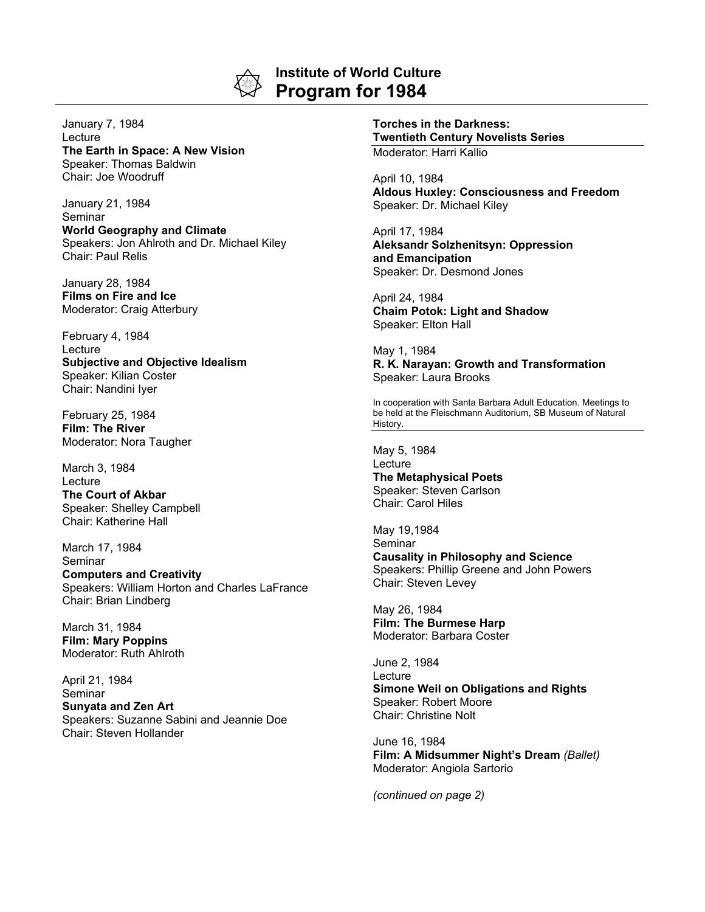# Institute of World Culture
## Program for 1984

January 7, 1984
Lecture
**The Earth in Space: A New Vision**
Speaker: Thomas Baldwin
Chair: Joe Woodruff

January 21, 1984
Seminar
**World Geography and Climate**
Speakers: Jon Ahlroth and Dr. Michael Kiley
Chair: Paul Relis

January 28, 1984
**Films on Fire and Ice**
Moderator: Craig Atterbury

February 4, 1984
Lecture
**Subjective and Objective Idealism**
Speaker: Kilian Coster
Chair: Nandini Iyer

February 25, 1984
**Film: The River**
Moderator: Nora Taugher

March 3, 1984
Lecture
**The Court of Akbar**
Speaker: Shelley Campbell
Chair: Katherine Hall

March 17, 1984
Seminar
**Computers and Creativity**
Speakers: William Horton and Charles LaFrance
Chair: Brian Lindberg

March 31, 1984
**Film: Mary Poppins**
Moderator: Ruth Ahlroth

April 21, 1984
Seminar
**Sunyata and Zen Art**
Speakers: Suzanne Sabini and Jeannie Doe
Chair: Steven Hollander

**Torches in the Darkness: Twentieth Century Novelists Series**
Moderator: Harri Kallio

April 10, 1984
**Aldous Huxley: Consciousness and Freedom**
Speaker: Dr. Michael Kiley

April 17, 1984
**Aleksandr Solzhenitsyn: Oppression and Emancipation**
Speaker: Dr. Desmond Jones

April 24, 1984
**Chaim Potok: Light and Shadow**
Speaker: Elton Hall

May 1, 1984
**R. K. Narayan: Growth and Transformation**
Speaker: Laura Brooks

In cooperation with Santa Barbara Adult Education. Meetings to be held at the Fleischmann Auditorium, SB Museum of Natural History.

May 5, 1984
Lecture
**The Metaphysical Poets**
Speaker: Steven Carlson
Chair: Carol Hiles

May 19,1984
Seminar
**Causality in Philosophy and Science**
Speakers: Phillip Greene and John Powers
Chair: Steven Levey

May 26, 1984
**Film: The Burmese Harp**
Moderator: Barbara Coster

June 2, 1984
Lecture
**Simone Weil on Obligations and Rights**
Speaker: Robert Moore
Chair: Christine Nolt

June 16, 1984
**Film: A Midsummer Night's Dream** *(Ballet)*
Moderator: Angiola Sartorio

*(continued on page 2)*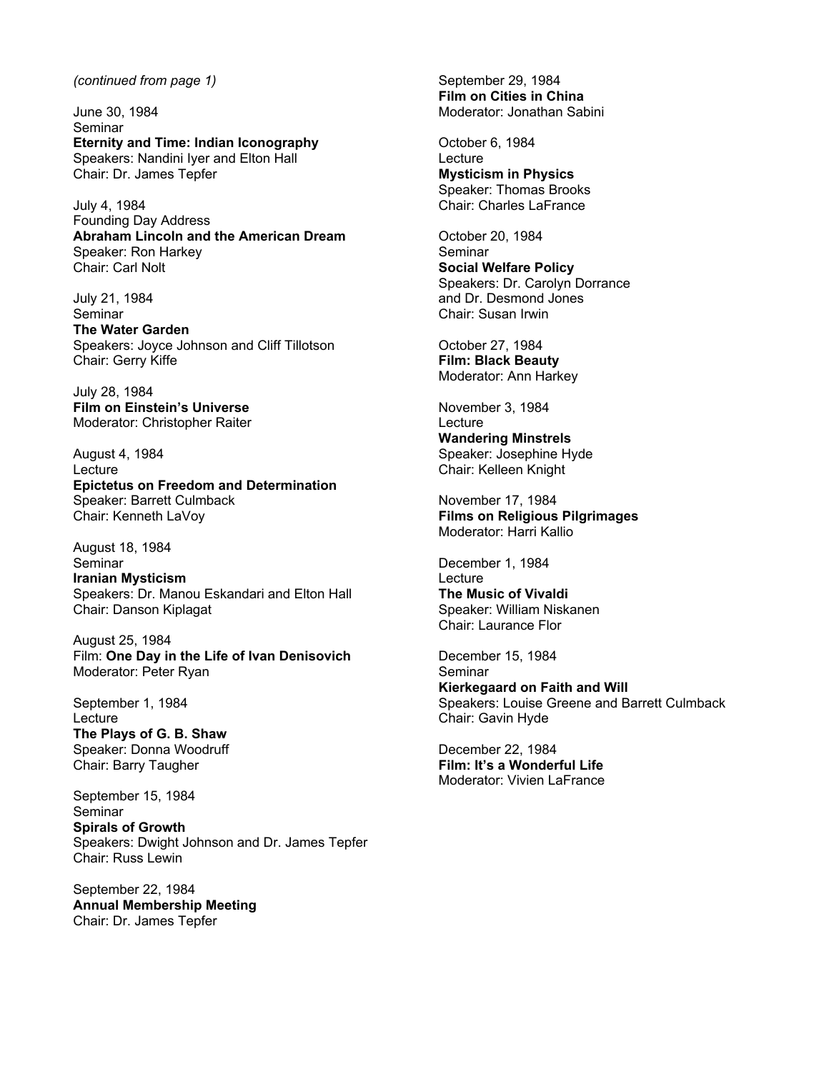*(continued from page 1)*

June 30, 1984
Seminar
**Eternity and Time: Indian Iconography**
Speakers: Nandini Iyer and Elton Hall
Chair: Dr. James Tepfer

July 4, 1984
Founding Day Address
**Abraham Lincoln and the American Dream**
Speaker: Ron Harkey
Chair: Carl Nolt

July 21, 1984
Seminar
**The Water Garden**
Speakers: Joyce Johnson and Cliff Tillotson
Chair: Gerry Kiffe

July 28, 1984
**Film on Einstein's Universe**
Moderator: Christopher Raiter

August 4, 1984
Lecture
**Epictetus on Freedom and Determination**
Speaker: Barrett Culmback
Chair: Kenneth LaVoy

August 18, 1984
Seminar
**Iranian Mysticism**
Speakers: Dr. Manou Eskandari and Elton Hall
Chair: Danson Kiplagat

August 25, 1984
Film: **One Day in the Life of Ivan Denisovich**
Moderator: Peter Ryan

September 1, 1984
Lecture
**The Plays of G. B. Shaw**
Speaker: Donna Woodruff
Chair: Barry Taugher

September 15, 1984
Seminar
**Spirals of Growth**
Speakers: Dwight Johnson and Dr. James Tepfer
Chair: Russ Lewin

September 22, 1984
**Annual Membership Meeting**
Chair: Dr. James Tepfer

September 29, 1984
**Film on Cities in China**
Moderator: Jonathan Sabini

October 6, 1984
Lecture
**Mysticism in Physics**
Speaker: Thomas Brooks
Chair: Charles LaFrance

October 20, 1984
Seminar
**Social Welfare Policy**
Speakers: Dr. Carolyn Dorrance and Dr. Desmond Jones
Chair: Susan Irwin

October 27, 1984
**Film: Black Beauty**
Moderator: Ann Harkey

November 3, 1984
Lecture
**Wandering Minstrels**
Speaker: Josephine Hyde
Chair: Kelleen Knight

November 17, 1984
**Films on Religious Pilgrimages**
Moderator: Harri Kallio

December 1, 1984
Lecture
**The Music of Vivaldi**
Speaker: William Niskanen
Chair: Laurance Flor

December 15, 1984
Seminar
**Kierkegaard on Faith and Will**
Speakers: Louise Greene and Barrett Culmback
Chair: Gavin Hyde

December 22, 1984
**Film: It's a Wonderful Life**
Moderator: Vivien LaFrance